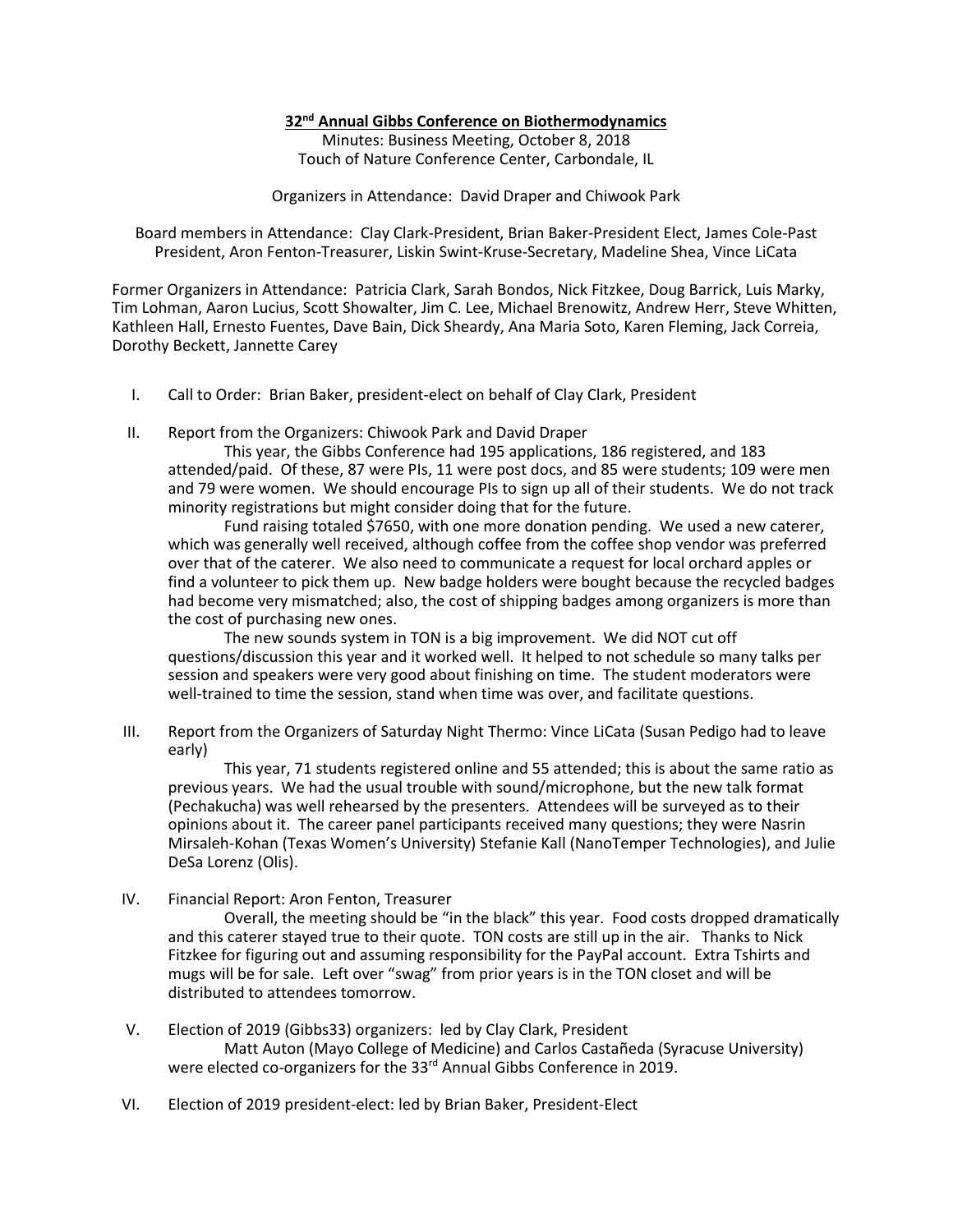# 32nd Annual Gibbs Conference on Biothermodynamics

Minutes: Business Meeting, October 8, 2018
Touch of Nature Conference Center, Carbondale, IL

Organizers in Attendance: David Draper and Chiwook Park

Board members in Attendance: Clay Clark-President, Brian Baker-President Elect, James Cole-Past President, Aron Fenton-Treasurer, Liskin Swint-Kruse-Secretary, Madeline Shea, Vince LiCata

Former Organizers in Attendance: Patricia Clark, Sarah Bondos, Nick Fitzkee, Doug Barrick, Luis Marky, Tim Lohman, Aaron Lucius, Scott Showalter, Jim C. Lee, Michael Brenowitz, Andrew Herr, Steve Whitten, Kathleen Hall, Ernesto Fuentes, Dave Bain, Dick Sheardy, Ana Maria Soto, Karen Fleming, Jack Correia, Dorothy Beckett, Jannette Carey

I. Call to Order: Brian Baker, president-elect on behalf of Clay Clark, President

II. Report from the Organizers: Chiwook Park and David Draper

This year, the Gibbs Conference had 195 applications, 186 registered, and 183 attended/paid. Of these, 87 were PIs, 11 were post docs, and 85 were students; 109 were men and 79 were women. We should encourage PIs to sign up all of their students. We do not track minority registrations but might consider doing that for the future.

Fund raising totaled $7650, with one more donation pending. We used a new caterer, which was generally well received, although coffee from the coffee shop vendor was preferred over that of the caterer. We also need to communicate a request for local orchard apples or find a volunteer to pick them up. New badge holders were bought because the recycled badges had become very mismatched; also, the cost of shipping badges among organizers is more than the cost of purchasing new ones.

The new sounds system in TON is a big improvement. We did NOT cut off questions/discussion this year and it worked well. It helped to not schedule so many talks per session and speakers were very good about finishing on time. The student moderators were well-trained to time the session, stand when time was over, and facilitate questions.

III. Report from the Organizers of Saturday Night Thermo: Vince LiCata (Susan Pedigo had to leave early)

This year, 71 students registered online and 55 attended; this is about the same ratio as previous years. We had the usual trouble with sound/microphone, but the new talk format (Pechakucha) was well rehearsed by the presenters. Attendees will be surveyed as to their opinions about it. The career panel participants received many questions; they were Nasrin Mirsaleh-Kohan (Texas Women's University) Stefanie Kall (NanoTemper Technologies), and Julie DeSa Lorenz (Olis).

IV. Financial Report: Aron Fenton, Treasurer

Overall, the meeting should be "in the black" this year. Food costs dropped dramatically and this caterer stayed true to their quote. TON costs are still up in the air. Thanks to Nick Fitzkee for figuring out and assuming responsibility for the PayPal account. Extra Tshirts and mugs will be for sale. Left over "swag" from prior years is in the TON closet and will be distributed to attendees tomorrow.

V. Election of 2019 (Gibbs33) organizers: led by Clay Clark, President

Matt Auton (Mayo College of Medicine) and Carlos Castañeda (Syracuse University) were elected co-organizers for the 33rd Annual Gibbs Conference in 2019.

VI. Election of 2019 president-elect: led by Brian Baker, President-Elect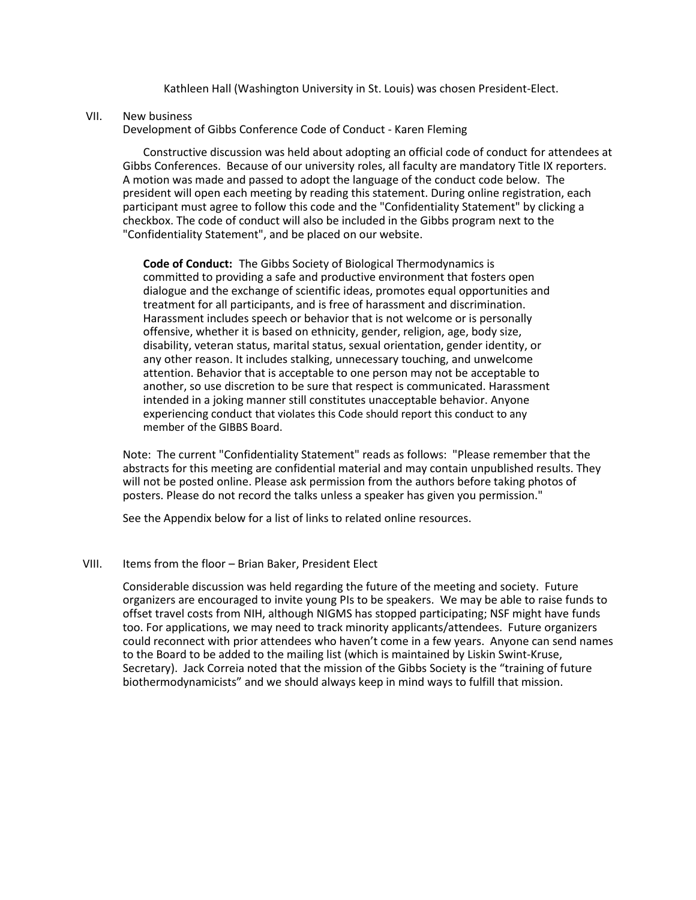Kathleen Hall (Washington University in St. Louis) was chosen President-Elect.

VII. New business

Development of Gibbs Conference Code of Conduct - Karen Fleming

Constructive discussion was held about adopting an official code of conduct for attendees at Gibbs Conferences. Because of our university roles, all faculty are mandatory Title IX reporters. A motion was made and passed to adopt the language of the conduct code below. The president will open each meeting by reading this statement. During online registration, each participant must agree to follow this code and the "Confidentiality Statement" by clicking a checkbox. The code of conduct will also be included in the Gibbs program next to the "Confidentiality Statement", and be placed on our website.

> **Code of Conduct:** The Gibbs Society of Biological Thermodynamics is committed to providing a safe and productive environment that fosters open dialogue and the exchange of scientific ideas, promotes equal opportunities and treatment for all participants, and is free of harassment and discrimination. Harassment includes speech or behavior that is not welcome or is personally offensive, whether it is based on ethnicity, gender, religion, age, body size, disability, veteran status, marital status, sexual orientation, gender identity, or any other reason. It includes stalking, unnecessary touching, and unwelcome attention. Behavior that is acceptable to one person may not be acceptable to another, so use discretion to be sure that respect is communicated. Harassment intended in a joking manner still constitutes unacceptable behavior. Anyone experiencing conduct that violates this Code should report this conduct to any member of the GIBBS Board.

Note: The current "Confidentiality Statement" reads as follows: "Please remember that the abstracts for this meeting are confidential material and may contain unpublished results. They will not be posted online. Please ask permission from the authors before taking photos of posters. Please do not record the talks unless a speaker has given you permission."

See the Appendix below for a list of links to related online resources.

VIII. Items from the floor – Brian Baker, President Elect

Considerable discussion was held regarding the future of the meeting and society. Future organizers are encouraged to invite young PIs to be speakers. We may be able to raise funds to offset travel costs from NIH, although NIGMS has stopped participating; NSF might have funds too. For applications, we may need to track minority applicants/attendees. Future organizers could reconnect with prior attendees who haven't come in a few years. Anyone can send names to the Board to be added to the mailing list (which is maintained by Liskin Swint-Kruse, Secretary). Jack Correia noted that the mission of the Gibbs Society is the "training of future biothermodynamicists" and we should always keep in mind ways to fulfill that mission.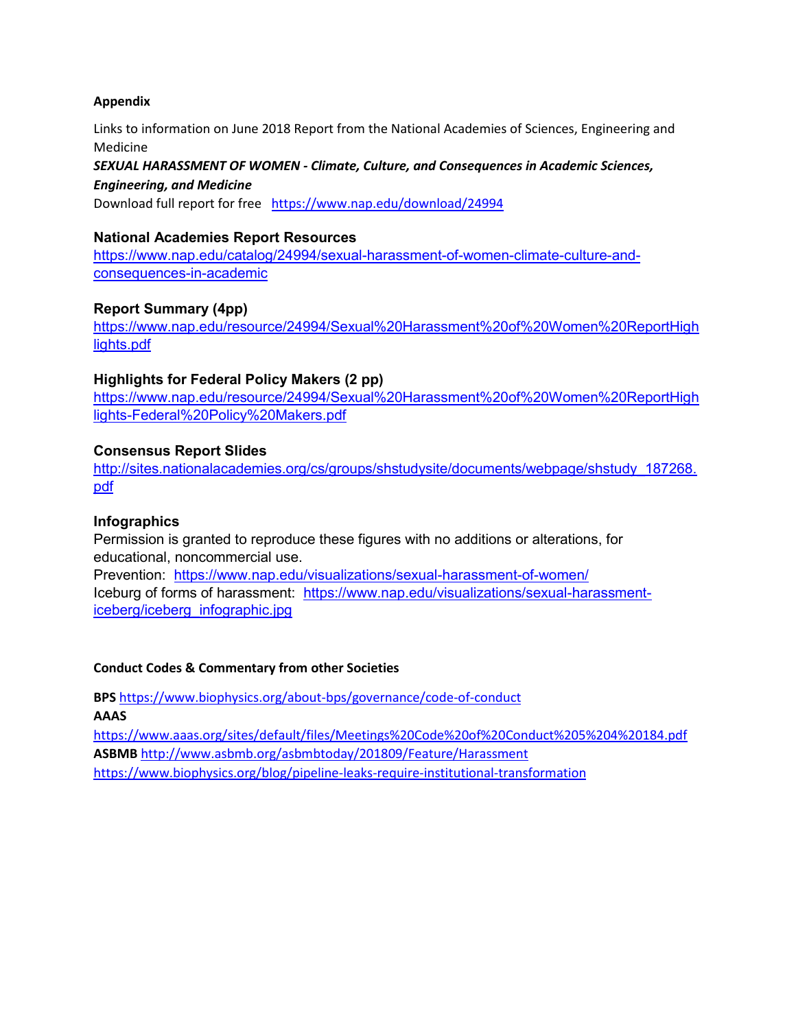**Appendix**

Links to information on June 2018 Report from the National Academies of Sciences, Engineering and Medicine

***SEXUAL HARASSMENT OF WOMEN - Climate, Culture, and Consequences in Academic Sciences, Engineering, and Medicine***

Download full report for free https://www.nap.edu/download/24994

### National Academies Report Resources

https://www.nap.edu/catalog/24994/sexual-harassment-of-women-climate-culture-and-consequences-in-academic

### Report Summary (4pp)

https://www.nap.edu/resource/24994/Sexual%20Harassment%20of%20Women%20ReportHighlights.pdf

### Highlights for Federal Policy Makers (2 pp)

https://www.nap.edu/resource/24994/Sexual%20Harassment%20of%20Women%20ReportHighlights-Federal%20Policy%20Makers.pdf

### Consensus Report Slides

http://sites.nationalacademies.org/cs/groups/shstudysite/documents/webpage/shstudy_187268.pdf

### Infographics

Permission is granted to reproduce these figures with no additions or alterations, for educational, noncommercial use.

Prevention: https://www.nap.edu/visualizations/sexual-harassment-of-women/

Iceburg of forms of harassment: https://www.nap.edu/visualizations/sexual-harassment-iceberg/iceberg_infographic.jpg

**Conduct Codes & Commentary from other Societies**

**BPS** https://www.biophysics.org/about-bps/governance/code-of-conduct

**AAAS**

https://www.aaas.org/sites/default/files/Meetings%20Code%20of%20Conduct%205%204%20184.pdf

**ASBMB** http://www.asbmb.org/asbmbtoday/201809/Feature/Harassment

https://www.biophysics.org/blog/pipeline-leaks-require-institutional-transformation